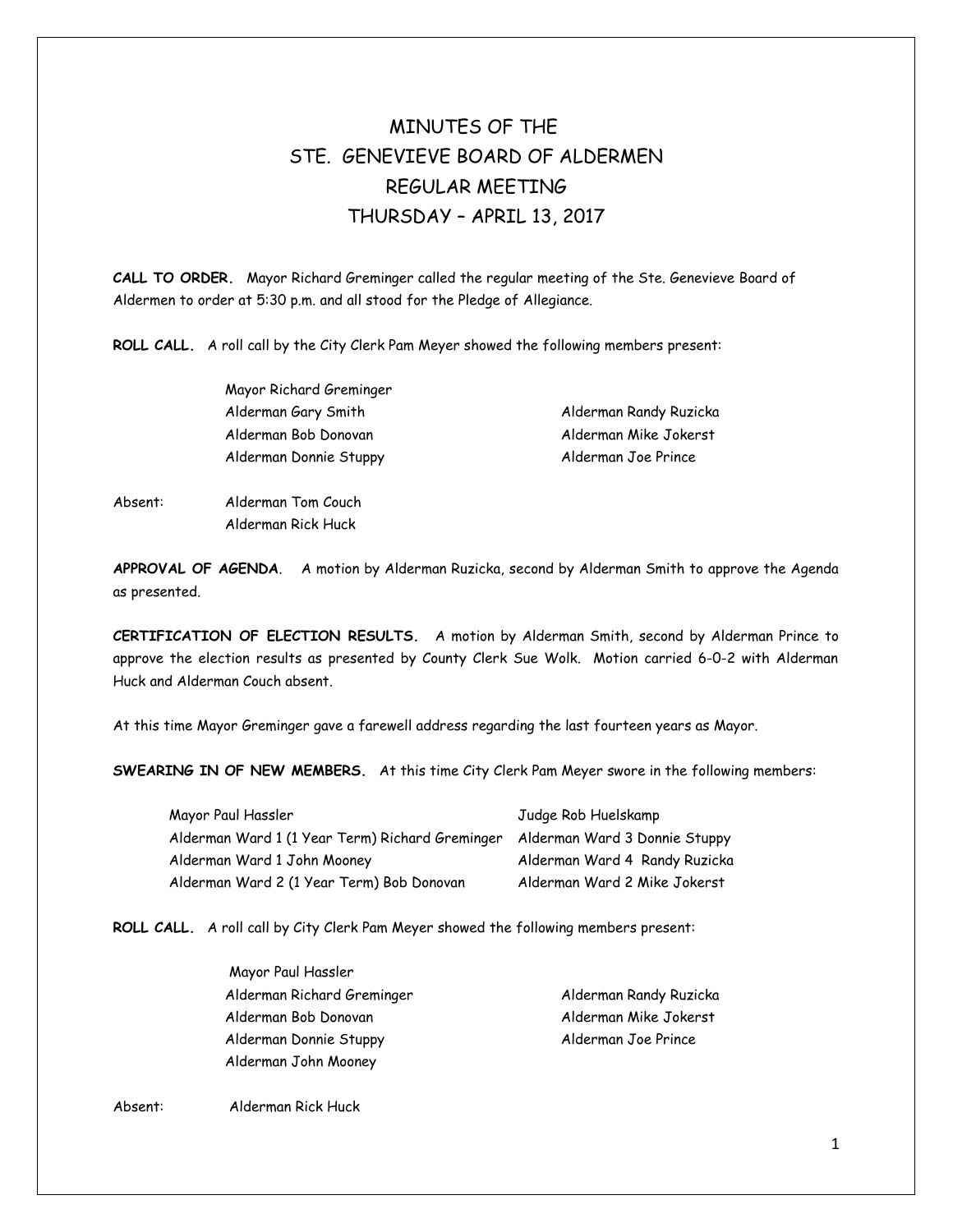# MINUTES OF THE
# STE. GENEVIEVE BOARD OF ALDERMEN
# REGULAR MEETING
# THURSDAY – APRIL 13, 2017

**CALL TO ORDER.** Mayor Richard Greminger called the regular meeting of the Ste. Genevieve Board of Aldermen to order at 5:30 p.m. and all stood for the Pledge of Allegiance.

**ROLL CALL.** A roll call by the City Clerk Pam Meyer showed the following members present:

Mayor Richard Greminger
Alderman Gary Smith
Alderman Bob Donovan
Alderman Donnie Stuppy
Alderman Randy Ruzicka
Alderman Mike Jokerst
Alderman Joe Prince

Absent: Alderman Tom Couch
Alderman Rick Huck

**APPROVAL OF AGENDA**. A motion by Alderman Ruzicka, second by Alderman Smith to approve the Agenda as presented.

**CERTIFICATION OF ELECTION RESULTS.** A motion by Alderman Smith, second by Alderman Prince to approve the election results as presented by County Clerk Sue Wolk. Motion carried 6-0-2 with Alderman Huck and Alderman Couch absent.

At this time Mayor Greminger gave a farewell address regarding the last fourteen years as Mayor.

**SWEARING IN OF NEW MEMBERS.** At this time City Clerk Pam Meyer swore in the following members:

Mayor Paul Hassler
Alderman Ward 1 (1 Year Term) Richard Greminger
Alderman Ward 1 John Mooney
Alderman Ward 2 (1 Year Term) Bob Donovan
Judge Rob Huelskamp
Alderman Ward 3 Donnie Stuppy
Alderman Ward 4 Randy Ruzicka
Alderman Ward 2 Mike Jokerst

**ROLL CALL.** A roll call by City Clerk Pam Meyer showed the following members present:

Mayor Paul Hassler
Alderman Richard Greminger
Alderman Bob Donovan
Alderman Donnie Stuppy
Alderman John Mooney
Alderman Randy Ruzicka
Alderman Mike Jokerst
Alderman Joe Prince

Absent: Alderman Rick Huck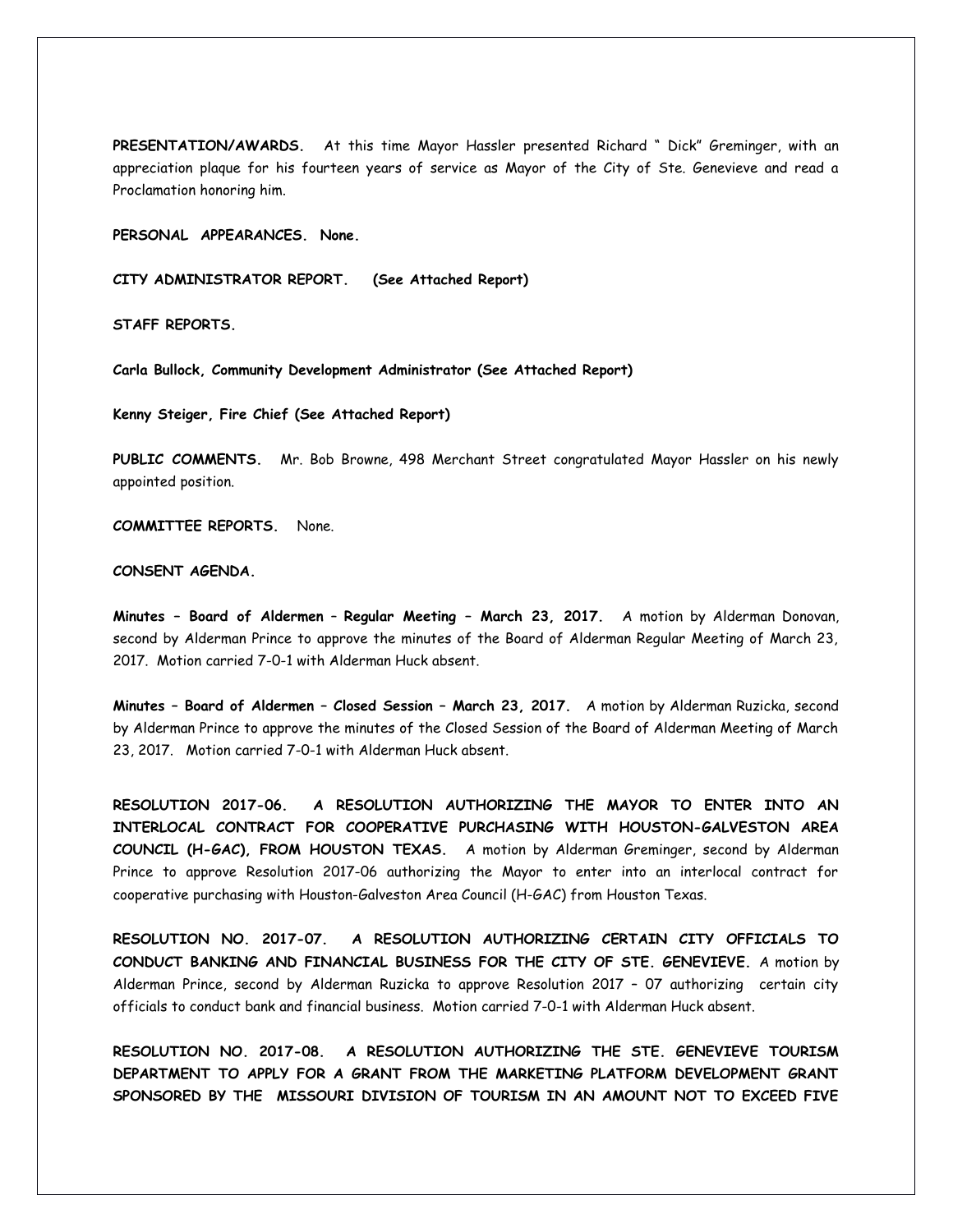**PRESENTATION/AWARDS.** At this time Mayor Hassler presented Richard " Dick" Greminger, with an appreciation plaque for his fourteen years of service as Mayor of the City of Ste. Genevieve and read a Proclamation honoring him.

**PERSONAL APPEARANCES. None.**

**CITY ADMINISTRATOR REPORT. (See Attached Report)**

**STAFF REPORTS.**

**Carla Bullock, Community Development Administrator (See Attached Report)**

**Kenny Steiger, Fire Chief (See Attached Report)**

**PUBLIC COMMENTS.** Mr. Bob Browne, 498 Merchant Street congratulated Mayor Hassler on his newly appointed position.

**COMMITTEE REPORTS.** None.

**CONSENT AGENDA.**

**Minutes – Board of Aldermen – Regular Meeting – March 23, 2017.** A motion by Alderman Donovan, second by Alderman Prince to approve the minutes of the Board of Alderman Regular Meeting of March 23, 2017. Motion carried 7-0-1 with Alderman Huck absent.

**Minutes – Board of Aldermen – Closed Session – March 23, 2017.** A motion by Alderman Ruzicka, second by Alderman Prince to approve the minutes of the Closed Session of the Board of Alderman Meeting of March 23, 2017. Motion carried 7-0-1 with Alderman Huck absent.

**RESOLUTION 2017-06. A RESOLUTION AUTHORIZING THE MAYOR TO ENTER INTO AN INTERLOCAL CONTRACT FOR COOPERATIVE PURCHASING WITH HOUSTON-GALVESTON AREA COUNCIL (H-GAC), FROM HOUSTON TEXAS.** A motion by Alderman Greminger, second by Alderman Prince to approve Resolution 2017-06 authorizing the Mayor to enter into an interlocal contract for cooperative purchasing with Houston-Galveston Area Council (H-GAC) from Houston Texas.

**RESOLUTION NO. 2017-07. A RESOLUTION AUTHORIZING CERTAIN CITY OFFICIALS TO CONDUCT BANKING AND FINANCIAL BUSINESS FOR THE CITY OF STE. GENEVIEVE.** A motion by Alderman Prince, second by Alderman Ruzicka to approve Resolution 2017 – 07 authorizing certain city officials to conduct bank and financial business. Motion carried 7-0-1 with Alderman Huck absent.

**RESOLUTION NO. 2017-08. A RESOLUTION AUTHORIZING THE STE. GENEVIEVE TOURISM DEPARTMENT TO APPLY FOR A GRANT FROM THE MARKETING PLATFORM DEVELOPMENT GRANT SPONSORED BY THE MISSOURI DIVISION OF TOURISM IN AN AMOUNT NOT TO EXCEED FIVE**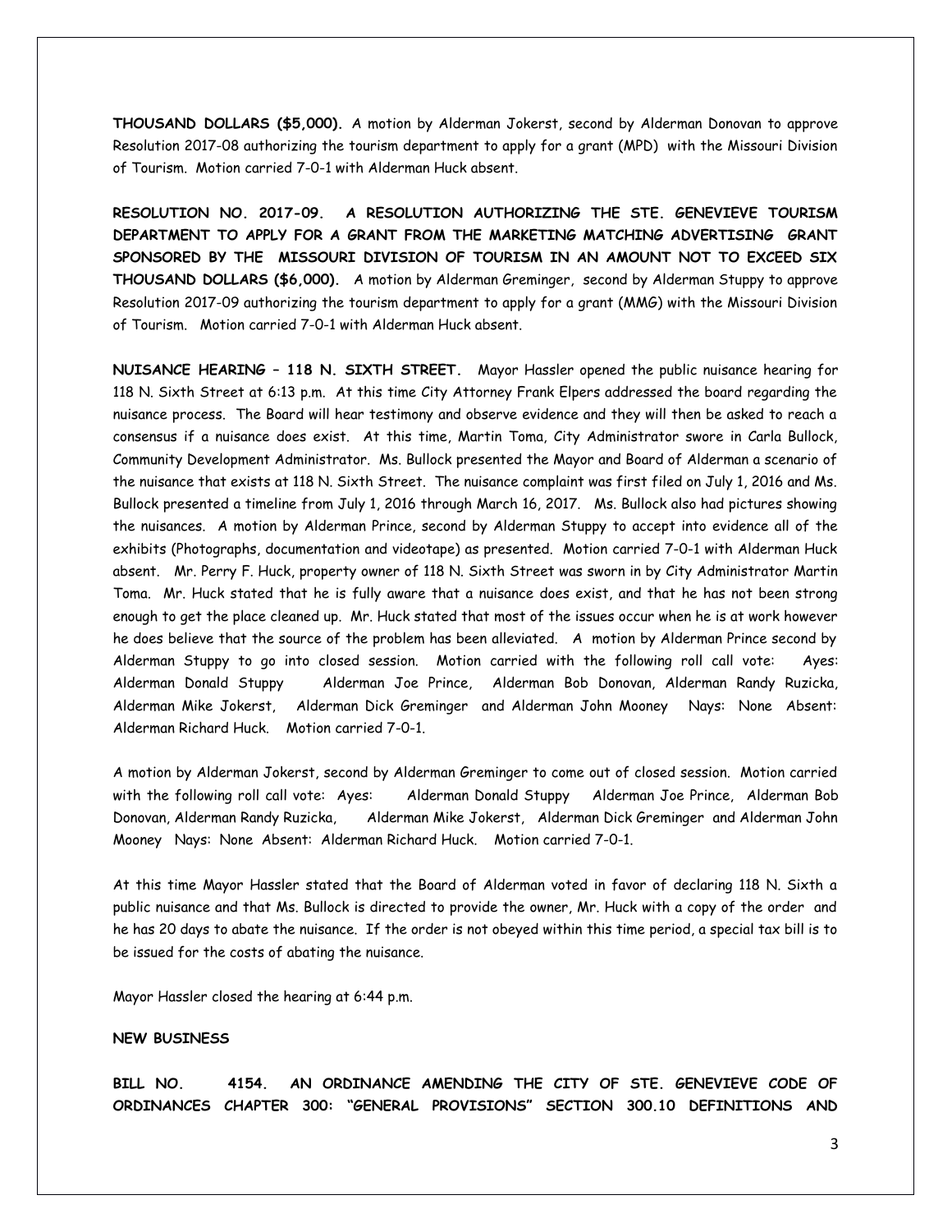**THOUSAND DOLLARS ($5,000).** A motion by Alderman Jokerst, second by Alderman Donovan to approve Resolution 2017-08 authorizing the tourism department to apply for a grant (MPD) with the Missouri Division of Tourism. Motion carried 7-0-1 with Alderman Huck absent.

**RESOLUTION NO. 2017-09. A RESOLUTION AUTHORIZING THE STE. GENEVIEVE TOURISM DEPARTMENT TO APPLY FOR A GRANT FROM THE MARKETING MATCHING ADVERTISING GRANT SPONSORED BY THE MISSOURI DIVISION OF TOURISM IN AN AMOUNT NOT TO EXCEED SIX THOUSAND DOLLARS ($6,000).** A motion by Alderman Greminger, second by Alderman Stuppy to approve Resolution 2017-09 authorizing the tourism department to apply for a grant (MMG) with the Missouri Division of Tourism. Motion carried 7-0-1 with Alderman Huck absent.

**NUISANCE HEARING – 118 N. SIXTH STREET.** Mayor Hassler opened the public nuisance hearing for 118 N. Sixth Street at 6:13 p.m. At this time City Attorney Frank Elpers addressed the board regarding the nuisance process. The Board will hear testimony and observe evidence and they will then be asked to reach a consensus if a nuisance does exist. At this time, Martin Toma, City Administrator swore in Carla Bullock, Community Development Administrator. Ms. Bullock presented the Mayor and Board of Alderman a scenario of the nuisance that exists at 118 N. Sixth Street. The nuisance complaint was first filed on July 1, 2016 and Ms. Bullock presented a timeline from July 1, 2016 through March 16, 2017. Ms. Bullock also had pictures showing the nuisances. A motion by Alderman Prince, second by Alderman Stuppy to accept into evidence all of the exhibits (Photographs, documentation and videotape) as presented. Motion carried 7-0-1 with Alderman Huck absent. Mr. Perry F. Huck, property owner of 118 N. Sixth Street was sworn in by City Administrator Martin Toma. Mr. Huck stated that he is fully aware that a nuisance does exist, and that he has not been strong enough to get the place cleaned up. Mr. Huck stated that most of the issues occur when he is at work however he does believe that the source of the problem has been alleviated. A motion by Alderman Prince second by Alderman Stuppy to go into closed session. Motion carried with the following roll call vote: Ayes: Alderman Donald Stuppy Alderman Joe Prince, Alderman Bob Donovan, Alderman Randy Ruzicka, Alderman Mike Jokerst, Alderman Dick Greminger and Alderman John Mooney Nays: None Absent: Alderman Richard Huck. Motion carried 7-0-1.

A motion by Alderman Jokerst, second by Alderman Greminger to come out of closed session. Motion carried with the following roll call vote: Ayes: Alderman Donald Stuppy Alderman Joe Prince, Alderman Bob Donovan, Alderman Randy Ruzicka, Alderman Mike Jokerst, Alderman Dick Greminger and Alderman John Mooney Nays: None Absent: Alderman Richard Huck. Motion carried 7-0-1.

At this time Mayor Hassler stated that the Board of Alderman voted in favor of declaring 118 N. Sixth a public nuisance and that Ms. Bullock is directed to provide the owner, Mr. Huck with a copy of the order and he has 20 days to abate the nuisance. If the order is not obeyed within this time period, a special tax bill is to be issued for the costs of abating the nuisance.

Mayor Hassler closed the hearing at 6:44 p.m.

**NEW BUSINESS**

**BILL NO. 4154. AN ORDINANCE AMENDING THE CITY OF STE. GENEVIEVE CODE OF ORDINANCES CHAPTER 300: "GENERAL PROVISIONS" SECTION 300.10 DEFINITIONS AND**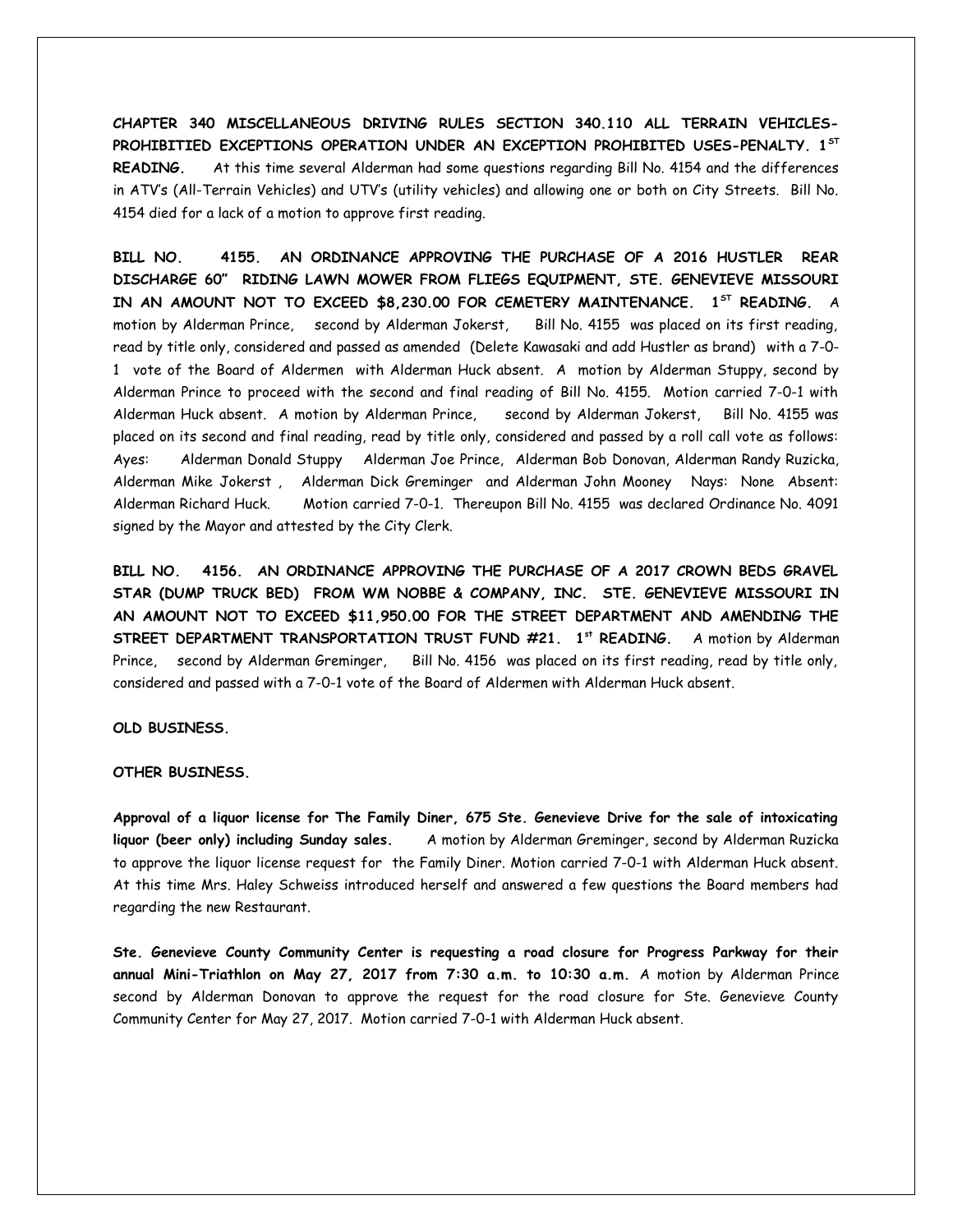**CHAPTER 340 MISCELLANEOUS DRIVING RULES SECTION 340.110 ALL TERRAIN VEHICLES-PROHIBITIED EXCEPTIONS OPERATION UNDER AN EXCEPTION PROHIBITED USES-PENALTY. 1ST READING.** At this time several Alderman had some questions regarding Bill No. 4154 and the differences in ATV's (All-Terrain Vehicles) and UTV's (utility vehicles) and allowing one or both on City Streets. Bill No. 4154 died for a lack of a motion to approve first reading.

**BILL NO. 4155. AN ORDINANCE APPROVING THE PURCHASE OF A 2016 HUSTLER REAR DISCHARGE 60" RIDING LAWN MOWER FROM FLIEGS EQUIPMENT, STE. GENEVIEVE MISSOURI IN AN AMOUNT NOT TO EXCEED $8,230.00 FOR CEMETERY MAINTENANCE. 1ST READING.** A motion by Alderman Prince, second by Alderman Jokerst, Bill No. 4155 was placed on its first reading, read by title only, considered and passed as amended (Delete Kawasaki and add Hustler as brand) with a 7-0-1 vote of the Board of Aldermen with Alderman Huck absent. A motion by Alderman Stuppy, second by Alderman Prince to proceed with the second and final reading of Bill No. 4155. Motion carried 7-0-1 with Alderman Huck absent. A motion by Alderman Prince, second by Alderman Jokerst, Bill No. 4155 was placed on its second and final reading, read by title only, considered and passed by a roll call vote as follows: Ayes: Alderman Donald Stuppy Alderman Joe Prince, Alderman Bob Donovan, Alderman Randy Ruzicka, Alderman Mike Jokerst , Alderman Dick Greminger and Alderman John Mooney Nays: None Absent: Alderman Richard Huck. Motion carried 7-0-1. Thereupon Bill No. 4155 was declared Ordinance No. 4091 signed by the Mayor and attested by the City Clerk.

**BILL NO. 4156. AN ORDINANCE APPROVING THE PURCHASE OF A 2017 CROWN BEDS GRAVEL STAR (DUMP TRUCK BED) FROM WM NOBBE & COMPANY, INC. STE. GENEVIEVE MISSOURI IN AN AMOUNT NOT TO EXCEED $11,950.00 FOR THE STREET DEPARTMENT AND AMENDING THE STREET DEPARTMENT TRANSPORTATION TRUST FUND #21. 1st READING.** A motion by Alderman Prince, second by Alderman Greminger, Bill No. 4156 was placed on its first reading, read by title only, considered and passed with a 7-0-1 vote of the Board of Aldermen with Alderman Huck absent.

**OLD BUSINESS.**

**OTHER BUSINESS.**

**Approval of a liquor license for The Family Diner, 675 Ste. Genevieve Drive for the sale of intoxicating liquor (beer only) including Sunday sales.** A motion by Alderman Greminger, second by Alderman Ruzicka to approve the liquor license request for the Family Diner. Motion carried 7-0-1 with Alderman Huck absent. At this time Mrs. Haley Schweiss introduced herself and answered a few questions the Board members had regarding the new Restaurant.

**Ste. Genevieve County Community Center is requesting a road closure for Progress Parkway for their annual Mini-Triathlon on May 27, 2017 from 7:30 a.m. to 10:30 a.m.** A motion by Alderman Prince second by Alderman Donovan to approve the request for the road closure for Ste. Genevieve County Community Center for May 27, 2017. Motion carried 7-0-1 with Alderman Huck absent.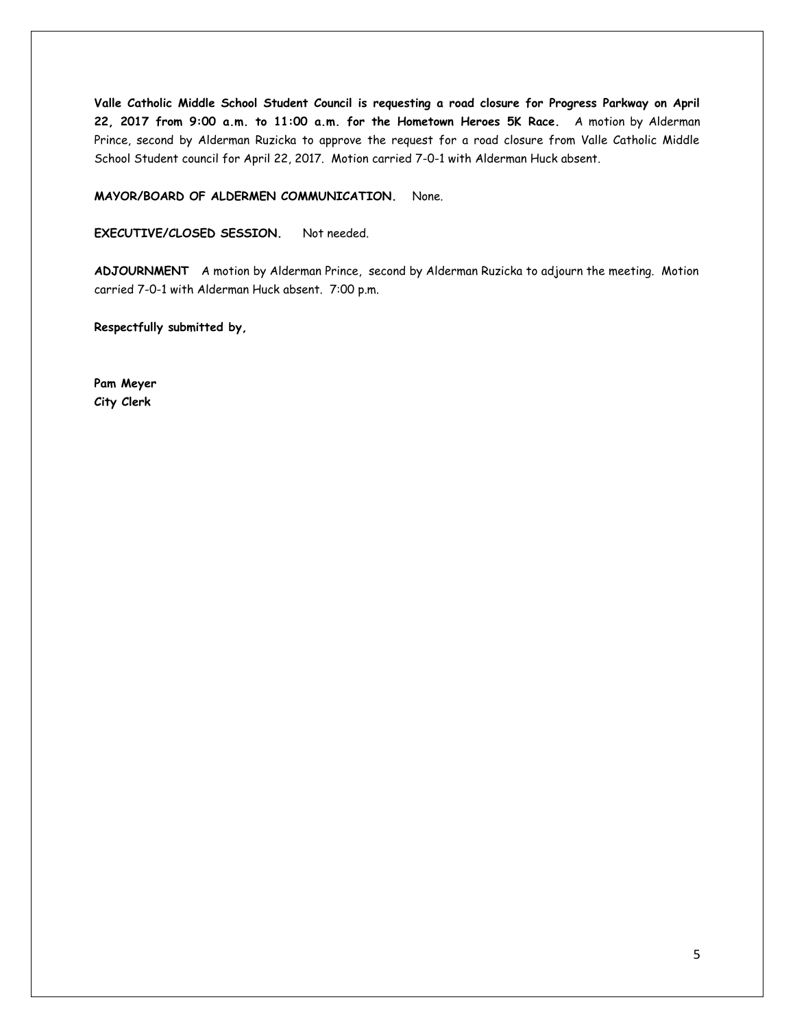**Valle Catholic Middle School Student Council is requesting a road closure for Progress Parkway on April 22, 2017 from 9:00 a.m. to 11:00 a.m. for the Hometown Heroes 5K Race.** A motion by Alderman Prince, second by Alderman Ruzicka to approve the request for a road closure from Valle Catholic Middle School Student council for April 22, 2017. Motion carried 7-0-1 with Alderman Huck absent.

**MAYOR/BOARD OF ALDERMEN COMMUNICATION.** None.

**EXECUTIVE/CLOSED SESSION.** Not needed.

**ADJOURNMENT** A motion by Alderman Prince, second by Alderman Ruzicka to adjourn the meeting. Motion carried 7-0-1 with Alderman Huck absent. 7:00 p.m.

**Respectfully submitted by,**

**Pam Meyer**
**City Clerk**